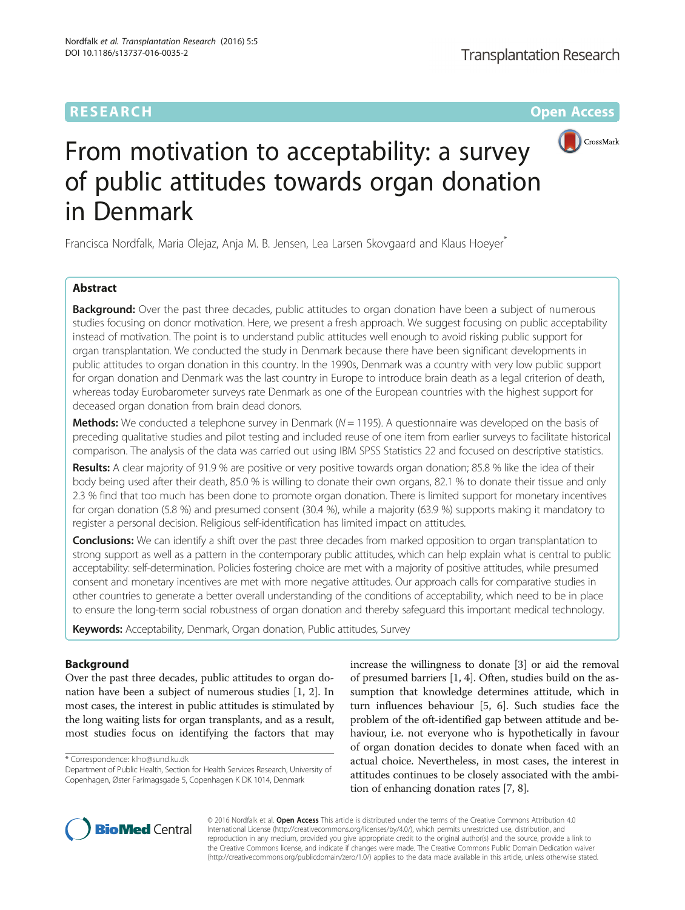**RESEARCH** **Open Access**

# From motivation to acceptability: a survey of public attitudes towards organ donation in Denmark

Francisca Nordfalk, Maria Olejaz, Anja M. B. Jensen, Lea Larsen Skovgaard and Klaus Hoeyer*

## Abstract

**Background:** Over the past three decades, public attitudes to organ donation have been a subject of numerous studies focusing on donor motivation. Here, we present a fresh approach. We suggest focusing on public acceptability instead of motivation. The point is to understand public attitudes well enough to avoid risking public support for organ transplantation. We conducted the study in Denmark because there have been significant developments in public attitudes to organ donation in this country. In the 1990s, Denmark was a country with very low public support for organ donation and Denmark was the last country in Europe to introduce brain death as a legal criterion of death, whereas today Eurobarometer surveys rate Denmark as one of the European countries with the highest support for deceased organ donation from brain dead donors.

**Methods:** We conducted a telephone survey in Denmark ($N = 1195$). A questionnaire was developed on the basis of preceding qualitative studies and pilot testing and included reuse of one item from earlier surveys to facilitate historical comparison. The analysis of the data was carried out using IBM SPSS Statistics 22 and focused on descriptive statistics.

**Results:** A clear majority of 91.9 % are positive or very positive towards organ donation; 85.8 % like the idea of their body being used after their death, 85.0 % is willing to donate their own organs, 82.1 % to donate their tissue and only 2.3 % find that too much has been done to promote organ donation. There is limited support for monetary incentives for organ donation (5.8 %) and presumed consent (30.4 %), while a majority (63.9 %) supports making it mandatory to register a personal decision. Religious self-identification has limited impact on attitudes.

**Conclusions:** We can identify a shift over the past three decades from marked opposition to organ transplantation to strong support as well as a pattern in the contemporary public attitudes, which can help explain what is central to public acceptability: self-determination. Policies fostering choice are met with a majority of positive attitudes, while presumed consent and monetary incentives are met with more negative attitudes. Our approach calls for comparative studies in other countries to generate a better overall understanding of the conditions of acceptability, which need to be in place to ensure the long-term social robustness of organ donation and thereby safeguard this important medical technology.

**Keywords:** Acceptability, Denmark, Organ donation, Public attitudes, Survey

## Background

Over the past three decades, public attitudes to organ donation have been a subject of numerous studies [1, 2]. In most cases, the interest in public attitudes is stimulated by the long waiting lists for organ transplants, and as a result, most studies focus on identifying the factors that may increase the willingness to donate [3] or aid the removal of presumed barriers [1, 4]. Often, studies build on the assumption that knowledge determines attitude, which in turn influences behaviour [5, 6]. Such studies face the problem of the oft-identified gap between attitude and behaviour, i.e. not everyone who is hypothetically in favour of organ donation decides to donate when faced with an actual choice. Nevertheless, in most cases, the interest in attitudes continues to be closely associated with the ambition of enhancing donation rates [7, 8].

* Correspondence: klho@sund.ku.dk
Department of Public Health, Section for Health Services Research, University of Copenhagen, Øster Farimagsgade 5, Copenhagen K DK 1014, Denmark

© 2016 Nordfalk et al. **Open Access** This article is distributed under the terms of the Creative Commons Attribution 4.0 International License (http://creativecommons.org/licenses/by/4.0/), which permits unrestricted use, distribution, and reproduction in any medium, provided you give appropriate credit to the original author(s) and the source, provide a link to the Creative Commons license, and indicate if changes were made. The Creative Commons Public Domain Dedication waiver (http://creativecommons.org/publicdomain/zero/1.0/) applies to the data made available in this article, unless otherwise stated.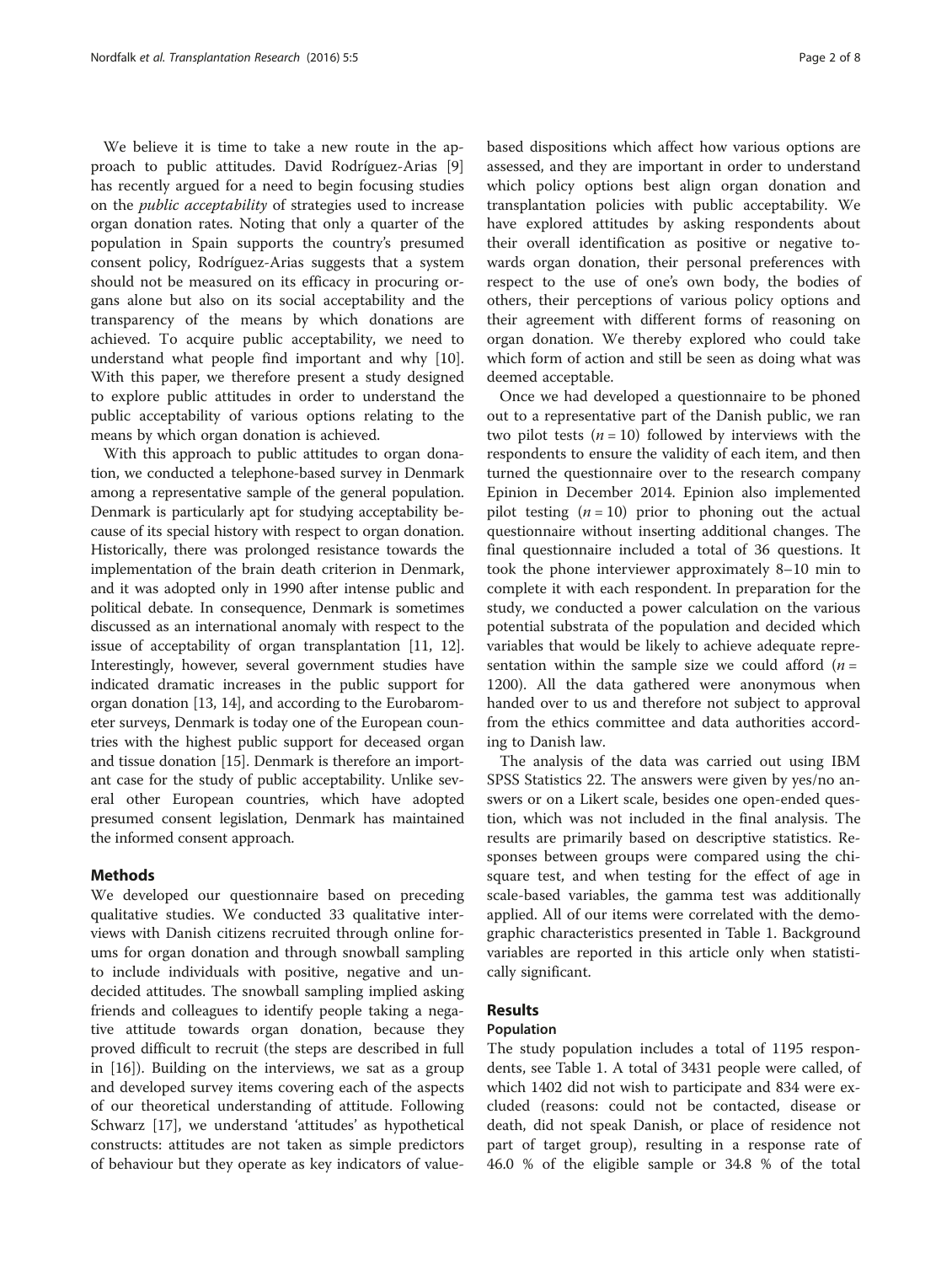We believe it is time to take a new route in the approach to public attitudes. David Rodríguez-Arias [9] has recently argued for a need to begin focusing studies on the *public acceptability* of strategies used to increase organ donation rates. Noting that only a quarter of the population in Spain supports the country's presumed consent policy, Rodríguez-Arias suggests that a system should not be measured on its efficacy in procuring organs alone but also on its social acceptability and the transparency of the means by which donations are achieved. To acquire public acceptability, we need to understand what people find important and why [10]. With this paper, we therefore present a study designed to explore public attitudes in order to understand the public acceptability of various options relating to the means by which organ donation is achieved.

With this approach to public attitudes to organ donation, we conducted a telephone-based survey in Denmark among a representative sample of the general population. Denmark is particularly apt for studying acceptability because of its special history with respect to organ donation. Historically, there was prolonged resistance towards the implementation of the brain death criterion in Denmark, and it was adopted only in 1990 after intense public and political debate. In consequence, Denmark is sometimes discussed as an international anomaly with respect to the issue of acceptability of organ transplantation [11, 12]. Interestingly, however, several government studies have indicated dramatic increases in the public support for organ donation [13, 14], and according to the Eurobarometer surveys, Denmark is today one of the European countries with the highest public support for deceased organ and tissue donation [15]. Denmark is therefore an important case for the study of public acceptability. Unlike several other European countries, which have adopted presumed consent legislation, Denmark has maintained the informed consent approach.

## Methods

We developed our questionnaire based on preceding qualitative studies. We conducted 33 qualitative interviews with Danish citizens recruited through online forums for organ donation and through snowball sampling to include individuals with positive, negative and undecided attitudes. The snowball sampling implied asking friends and colleagues to identify people taking a negative attitude towards organ donation, because they proved difficult to recruit (the steps are described in full in [16]). Building on the interviews, we sat as a group and developed survey items covering each of the aspects of our theoretical understanding of attitude. Following Schwarz [17], we understand 'attitudes' as hypothetical constructs: attitudes are not taken as simple predictors of behaviour but they operate as key indicators of value-based dispositions which affect how various options are assessed, and they are important in order to understand which policy options best align organ donation and transplantation policies with public acceptability. We have explored attitudes by asking respondents about their overall identification as positive or negative towards organ donation, their personal preferences with respect to the use of one's own body, the bodies of others, their perceptions of various policy options and their agreement with different forms of reasoning on organ donation. We thereby explored who could take which form of action and still be seen as doing what was deemed acceptable.

Once we had developed a questionnaire to be phoned out to a representative part of the Danish public, we ran two pilot tests ($n = 10$) followed by interviews with the respondents to ensure the validity of each item, and then turned the questionnaire over to the research company Epinion in December 2014. Epinion also implemented pilot testing ($n = 10$) prior to phoning out the actual questionnaire without inserting additional changes. The final questionnaire included a total of 36 questions. It took the phone interviewer approximately 8–10 min to complete it with each respondent. In preparation for the study, we conducted a power calculation on the various potential substrata of the population and decided which variables that would be likely to achieve adequate representation within the sample size we could afford ($n = 1200$). All the data gathered were anonymous when handed over to us and therefore not subject to approval from the ethics committee and data authorities according to Danish law.

The analysis of the data was carried out using IBM SPSS Statistics 22. The answers were given by yes/no answers or on a Likert scale, besides one open-ended question, which was not included in the final analysis. The results are primarily based on descriptive statistics. Responses between groups were compared using the chi-square test, and when testing for the effect of age in scale-based variables, the gamma test was additionally applied. All of our items were correlated with the demographic characteristics presented in Table 1. Background variables are reported in this article only when statistically significant.

## Results

### Population

The study population includes a total of 1195 respondents, see Table 1. A total of 3431 people were called, of which 1402 did not wish to participate and 834 were excluded (reasons: could not be contacted, disease or death, did not speak Danish, or place of residence not part of target group), resulting in a response rate of 46.0 % of the eligible sample or 34.8 % of the total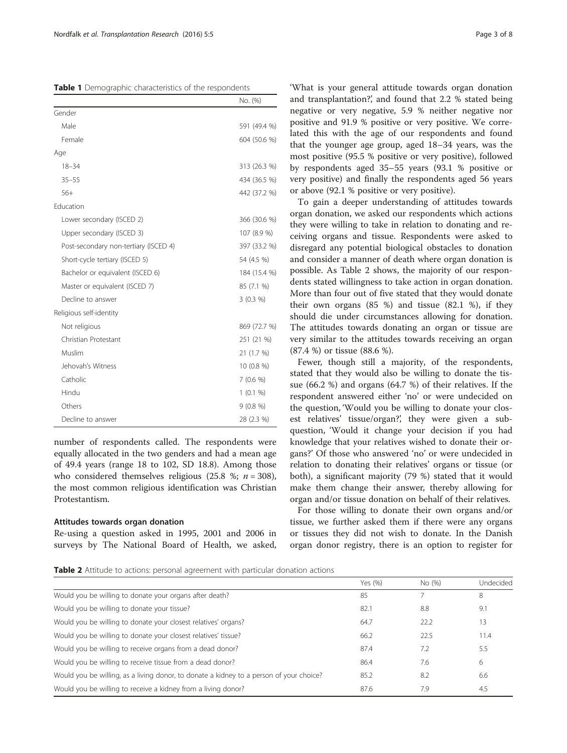**Table 1** Demographic characteristics of the respondents

| | No. (%) |
|---|---|
| Gender | |
| Male | 591 (49.4 %) |
| Female | 604 (50.6 %) |
| Age | |
| 18–34 | 313 (26.3 %) |
| 35–55 | 434 (36.5 %) |
| 56+ | 442 (37.2 %) |
| Education | |
| Lower secondary (ISCED 2) | 366 (30.6 %) |
| Upper secondary (ISCED 3) | 107 (8.9 %) |
| Post-secondary non-tertiary (ISCED 4) | 397 (33.2 %) |
| Short-cycle tertiary (ISCED 5) | 54 (4.5 %) |
| Bachelor or equivalent (ISCED 6) | 184 (15.4 %) |
| Master or equivalent (ISCED 7) | 85 (7.1 %) |
| Decline to answer | 3 (0.3 %) |
| Religious self-identity | |
| Not religious | 869 (72.7 %) |
| Christian Protestant | 251 (21 %) |
| Muslim | 21 (1.7 %) |
| Jehovah's Witness | 10 (0.8 %) |
| Catholic | 7 (0.6 %) |
| Hindu | 1 (0.1 %) |
| Others | 9 (0.8 %) |
| Decline to answer | 28 (2.3 %) |

number of respondents called. The respondents were equally allocated in the two genders and had a mean age of 49.4 years (range 18 to 102, SD 18.8). Among those who considered themselves religious (25.8 %; $n = 308$), the most common religious identification was Christian Protestantism.

### Attitudes towards organ donation

Re-using a question asked in 1995, 2001 and 2006 in surveys by The National Board of Health, we asked, 'What is your general attitude towards organ donation and transplantation?', and found that 2.2 % stated being negative or very negative, 5.9 % neither negative nor positive and 91.9 % positive or very positive. We correlated this with the age of our respondents and found that the younger age group, aged 18–34 years, was the most positive (95.5 % positive or very positive), followed by respondents aged 35–55 years (93.1 % positive or very positive) and finally the respondents aged 56 years or above (92.1 % positive or very positive).

To gain a deeper understanding of attitudes towards organ donation, we asked our respondents which actions they were willing to take in relation to donating and receiving organs and tissue. Respondents were asked to disregard any potential biological obstacles to donation and consider a manner of death where organ donation is possible. As Table 2 shows, the majority of our respondents stated willingness to take action in organ donation. More than four out of five stated that they would donate their own organs (85 %) and tissue (82.1 %), if they should die under circumstances allowing for donation. The attitudes towards donating an organ or tissue are very similar to the attitudes towards receiving an organ (87.4 %) or tissue (88.6 %).

Fewer, though still a majority, of the respondents, stated that they would also be willing to donate the tissue (66.2 %) and organs (64.7 %) of their relatives. If the respondent answered either 'no' or were undecided on the question, 'Would you be willing to donate your closest relatives' tissue/organ?', they were given a subquestion, 'Would it change your decision if you had knowledge that your relatives wished to donate their organs?' Of those who answered 'no' or were undecided in relation to donating their relatives' organs or tissue (or both), a significant majority (79 %) stated that it would make them change their answer, thereby allowing for organ and/or tissue donation on behalf of their relatives.

For those willing to donate their own organs and/or tissue, we further asked them if there were any organs or tissues they did not wish to donate. In the Danish organ donor registry, there is an option to register for

**Table 2** Attitude to actions: personal agreement with particular donation actions

| | Yes (%) | No (%) | Undecided |
|---|---|---|---|
| Would you be willing to donate your organs after death? | 85 | 7 | 8 |
| Would you be willing to donate your tissue? | 82.1 | 8.8 | 9.1 |
| Would you be willing to donate your closest relatives' organs? | 64.7 | 22.2 | 13 |
| Would you be willing to donate your closest relatives' tissue? | 66.2 | 22.5 | 11.4 |
| Would you be willing to receive organs from a dead donor? | 87.4 | 7.2 | 5.5 |
| Would you be willing to receive tissue from a dead donor? | 86.4 | 7.6 | 6 |
| Would you be willing, as a living donor, to donate a kidney to a person of your choice? | 85.2 | 8.2 | 6.6 |
| Would you be willing to receive a kidney from a living donor? | 87.6 | 7.9 | 4.5 |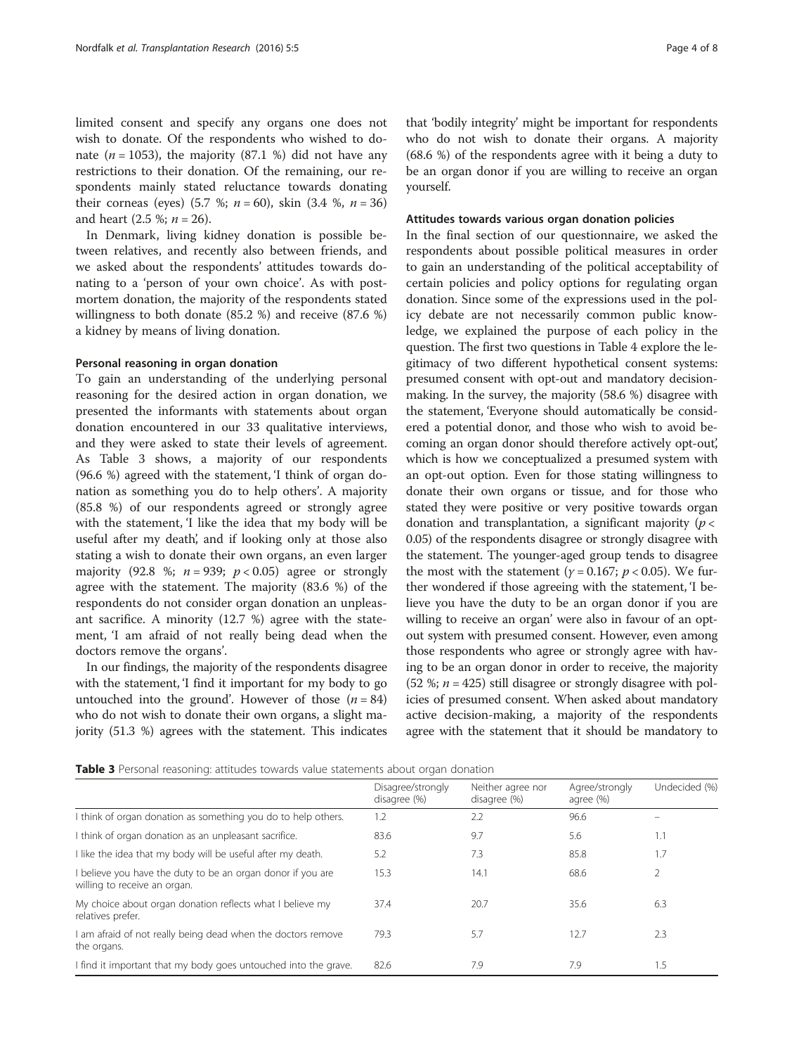limited consent and specify any organs one does not wish to donate. Of the respondents who wished to donate ($n = 1053$), the majority (87.1 %) did not have any restrictions to their donation. Of the remaining, our respondents mainly stated reluctance towards donating their corneas (eyes) (5.7 %; $n = 60$), skin (3.4 %, $n = 36$) and heart (2.5 %; $n = 26$).

In Denmark, living kidney donation is possible between relatives, and recently also between friends, and we asked about the respondents' attitudes towards donating to a 'person of your own choice'. As with postmortem donation, the majority of the respondents stated willingness to both donate (85.2 %) and receive (87.6 %) a kidney by means of living donation.

#### Personal reasoning in organ donation

To gain an understanding of the underlying personal reasoning for the desired action in organ donation, we presented the informants with statements about organ donation encountered in our 33 qualitative interviews, and they were asked to state their levels of agreement. As Table 3 shows, a majority of our respondents (96.6 %) agreed with the statement, 'I think of organ donation as something you do to help others'. A majority (85.8 %) of our respondents agreed or strongly agree with the statement, 'I like the idea that my body will be useful after my death', and if looking only at those also stating a wish to donate their own organs, an even larger majority (92.8 %; $n = 939$; $p < 0.05$) agree or strongly agree with the statement. The majority (83.6 %) of the respondents do not consider organ donation an unpleasant sacrifice. A minority (12.7 %) agree with the statement, 'I am afraid of not really being dead when the doctors remove the organs'.

In our findings, the majority of the respondents disagree with the statement, 'I find it important for my body to go untouched into the ground'. However of those ($n = 84$) who do not wish to donate their own organs, a slight majority (51.3 %) agrees with the statement. This indicates that 'bodily integrity' might be important for respondents who do not wish to donate their organs. A majority (68.6 %) of the respondents agree with it being a duty to be an organ donor if you are willing to receive an organ yourself.

#### Attitudes towards various organ donation policies

In the final section of our questionnaire, we asked the respondents about possible political measures in order to gain an understanding of the political acceptability of certain policies and policy options for regulating organ donation. Since some of the expressions used in the policy debate are not necessarily common public knowledge, we explained the purpose of each policy in the question. The first two questions in Table 4 explore the legitimacy of two different hypothetical consent systems: presumed consent with opt-out and mandatory decision-making. In the survey, the majority (58.6 %) disagree with the statement, 'Everyone should automatically be considered a potential donor, and those who wish to avoid becoming an organ donor should therefore actively opt-out', which is how we conceptualized a presumed system with an opt-out option. Even for those stating willingness to donate their own organs or tissue, and for those who stated they were positive or very positive towards organ donation and transplantation, a significant majority ($p < 0.05$) of the respondents disagree or strongly disagree with the statement. The younger-aged group tends to disagree the most with the statement ($\gamma = 0.167$; $p < 0.05$). We further wondered if those agreeing with the statement, 'I believe you have the duty to be an organ donor if you are willing to receive an organ' were also in favour of an opt-out system with presumed consent. However, even among those respondents who agree or strongly agree with having to be an organ donor in order to receive, the majority (52 %; $n = 425$) still disagree or strongly disagree with policies of presumed consent. When asked about mandatory active decision-making, a majority of the respondents agree with the statement that it should be mandatory to

**Table 3** Personal reasoning: attitudes towards value statements about organ donation

| | Disagree/strongly disagree (%) | Neither agree nor disagree (%) | Agree/strongly agree (%) | Undecided (%) |
|---|---|---|---|---|
| I think of organ donation as something you do to help others. | 1.2 | 2.2 | 96.6 | – |
| I think of organ donation as an unpleasant sacrifice. | 83.6 | 9.7 | 5.6 | 1.1 |
| I like the idea that my body will be useful after my death. | 5.2 | 7.3 | 85.8 | 1.7 |
| I believe you have the duty to be an organ donor if you are willing to receive an organ. | 15.3 | 14.1 | 68.6 | 2 |
| My choice about organ donation reflects what I believe my relatives prefer. | 37.4 | 20.7 | 35.6 | 6.3 |
| I am afraid of not really being dead when the doctors remove the organs. | 79.3 | 5.7 | 12.7 | 2.3 |
| I find it important that my body goes untouched into the grave. | 82.6 | 7.9 | 7.9 | 1.5 |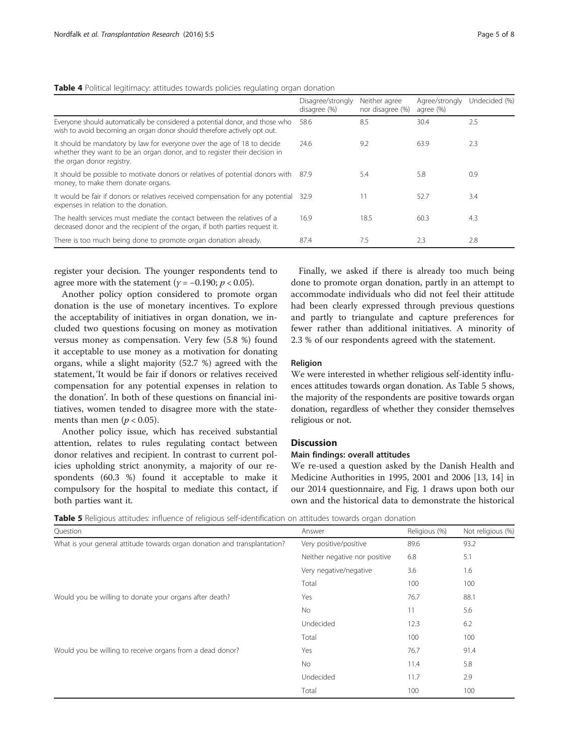**Table 4** Political legitimacy: attitudes towards policies regulating organ donation

| | Disagree/strongly disagree (%) | Neither agree nor disagree (%) | Agree/strongly agree (%) | Undecided (%) |
|---|---|---|---|---|
| Everyone should automatically be considered a potential donor, and those who wish to avoid becoming an organ donor should therefore actively opt out. | 58.6 | 8.5 | 30.4 | 2.5 |
| It should be mandatory by law for everyone over the age of 18 to decide whether they want to be an organ donor, and to register their decision in the organ donor registry. | 24.6 | 9.2 | 63.9 | 2.3 |
| It should be possible to motivate donors or relatives of potential donors with money, to make them donate organs. | 87.9 | 5.4 | 5.8 | 0.9 |
| It would be fair if donors or relatives received compensation for any potential expenses in relation to the donation. | 32.9 | 11 | 52.7 | 3.4 |
| The health services must mediate the contact between the relatives of a deceased donor and the recipient of the organ, if both parties request it. | 16.9 | 18.5 | 60.3 | 4.3 |
| There is too much being done to promote organ donation already. | 87.4 | 7.5 | 2.3 | 2.8 |

register your decision. The younger respondents tend to agree more with the statement ($\gamma = -0.190$; $p < 0.05$).

Another policy option considered to promote organ donation is the use of monetary incentives. To explore the acceptability of initiatives in organ donation, we included two questions focusing on money as motivation versus money as compensation. Very few (5.8 %) found it acceptable to use money as a motivation for donating organs, while a slight majority (52.7 %) agreed with the statement, 'It would be fair if donors or relatives received compensation for any potential expenses in relation to the donation'. In both of these questions on financial initiatives, women tended to disagree more with the statements than men ($p < 0.05$).

Another policy issue, which has received substantial attention, relates to rules regulating contact between donor relatives and recipient. In contrast to current policies upholding strict anonymity, a majority of our respondents (60.3 %) found it acceptable to make it compulsory for the hospital to mediate this contact, if both parties want it.

Finally, we asked if there is already too much being done to promote organ donation, partly in an attempt to accommodate individuals who did not feel their attitude had been clearly expressed through previous questions and partly to triangulate and capture preferences for fewer rather than additional initiatives. A minority of 2.3 % of our respondents agreed with the statement.

### Religion

We were interested in whether religious self-identity influences attitudes towards organ donation. As Table 5 shows, the majority of the respondents are positive towards organ donation, regardless of whether they consider themselves religious or not.

## Discussion

### Main findings: overall attitudes

We re-used a question asked by the Danish Health and Medicine Authorities in 1995, 2001 and 2006 [13, 14] in our 2014 questionnaire, and Fig. 1 draws upon both our own and the historical data to demonstrate the historical

**Table 5** Religious attitudes: influence of religious self-identification on attitudes towards organ donation

| Question | Answer | Religious (%) | Not religious (%) |
|---|---|---|---|
| What is your general attitude towards organ donation and transplantation? | Very positive/positive | 89.6 | 93.2 |
| | Neither negative nor positive | 6.8 | 5.1 |
| | Very negative/negative | 3.6 | 1.6 |
| | Total | 100 | 100 |
| Would you be willing to donate your organs after death? | Yes | 76.7 | 88.1 |
| | No | 11 | 5.6 |
| | Undecided | 12.3 | 6.2 |
| | Total | 100 | 100 |
| Would you be willing to receive organs from a dead donor? | Yes | 76.7 | 91.4 |
| | No | 11.4 | 5.8 |
| | Undecided | 11.7 | 2.9 |
| | Total | 100 | 100 |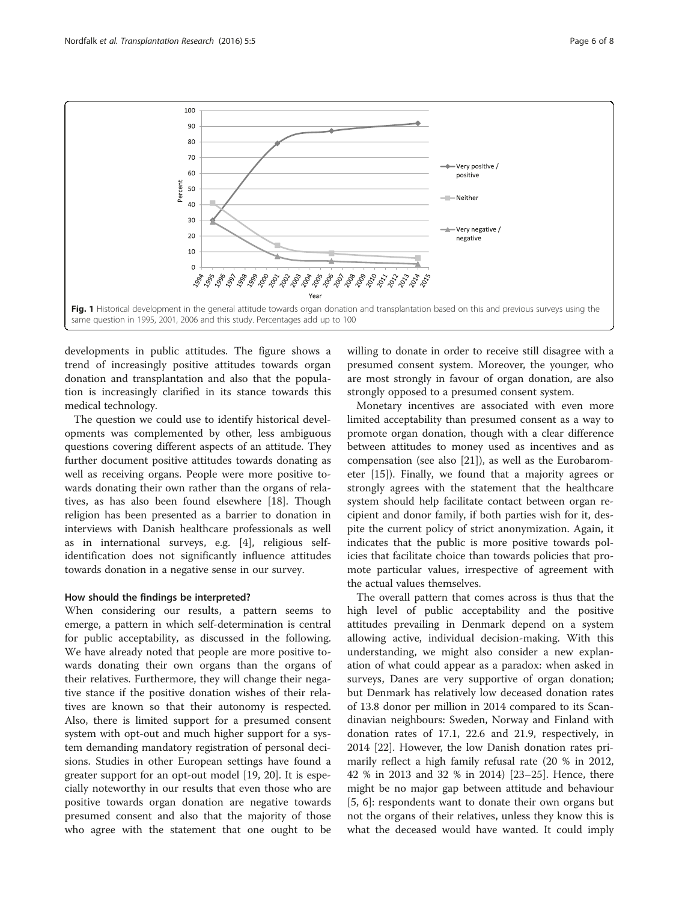Fig. 1 Historical development in the general attitude towards organ donation and transplantation based on this and previous surveys using the same question in 1995, 2001, 2006 and this study. Percentages add up to 100

developments in public attitudes. The figure shows a trend of increasingly positive attitudes towards organ donation and transplantation and also that the population is increasingly clarified in its stance towards this medical technology.

The question we could use to identify historical developments was complemented by other, less ambiguous questions covering different aspects of an attitude. They further document positive attitudes towards donating as well as receiving organs. People were more positive towards donating their own rather than the organs of relatives, as has also been found elsewhere [18]. Though religion has been presented as a barrier to donation in interviews with Danish healthcare professionals as well as in international surveys, e.g. [4], religious self-identification does not significantly influence attitudes towards donation in a negative sense in our survey.

#### How should the findings be interpreted?

When considering our results, a pattern seems to emerge, a pattern in which self-determination is central for public acceptability, as discussed in the following. We have already noted that people are more positive towards donating their own organs than the organs of their relatives. Furthermore, they will change their negative stance if the positive donation wishes of their relatives are known so that their autonomy is respected. Also, there is limited support for a presumed consent system with opt-out and much higher support for a system demanding mandatory registration of personal decisions. Studies in other European settings have found a greater support for an opt-out model [19, 20]. It is especially noteworthy in our results that even those who are positive towards organ donation are negative towards presumed consent and also that the majority of those who agree with the statement that one ought to be willing to donate in order to receive still disagree with a presumed consent system. Moreover, the younger, who are most strongly in favour of organ donation, are also strongly opposed to a presumed consent system.

Monetary incentives are associated with even more limited acceptability than presumed consent as a way to promote organ donation, though with a clear difference between attitudes to money used as incentives and as compensation (see also [21]), as well as the Eurobarometer [15]). Finally, we found that a majority agrees or strongly agrees with the statement that the healthcare system should help facilitate contact between organ recipient and donor family, if both parties wish for it, despite the current policy of strict anonymization. Again, it indicates that the public is more positive towards policies that facilitate choice than towards policies that promote particular values, irrespective of agreement with the actual values themselves.

The overall pattern that comes across is thus that the high level of public acceptability and the positive attitudes prevailing in Denmark depend on a system allowing active, individual decision-making. With this understanding, we might also consider a new explanation of what could appear as a paradox: when asked in surveys, Danes are very supportive of organ donation; but Denmark has relatively low deceased donation rates of 13.8 donor per million in 2014 compared to its Scandinavian neighbours: Sweden, Norway and Finland with donation rates of 17.1, 22.6 and 21.9, respectively, in 2014 [22]. However, the low Danish donation rates primarily reflect a high family refusal rate (20 % in 2012, 42 % in 2013 and 32 % in 2014) [23–25]. Hence, there might be no major gap between attitude and behaviour [5, 6]: respondents want to donate their own organs but not the organs of their relatives, unless they know this is what the deceased would have wanted. It could imply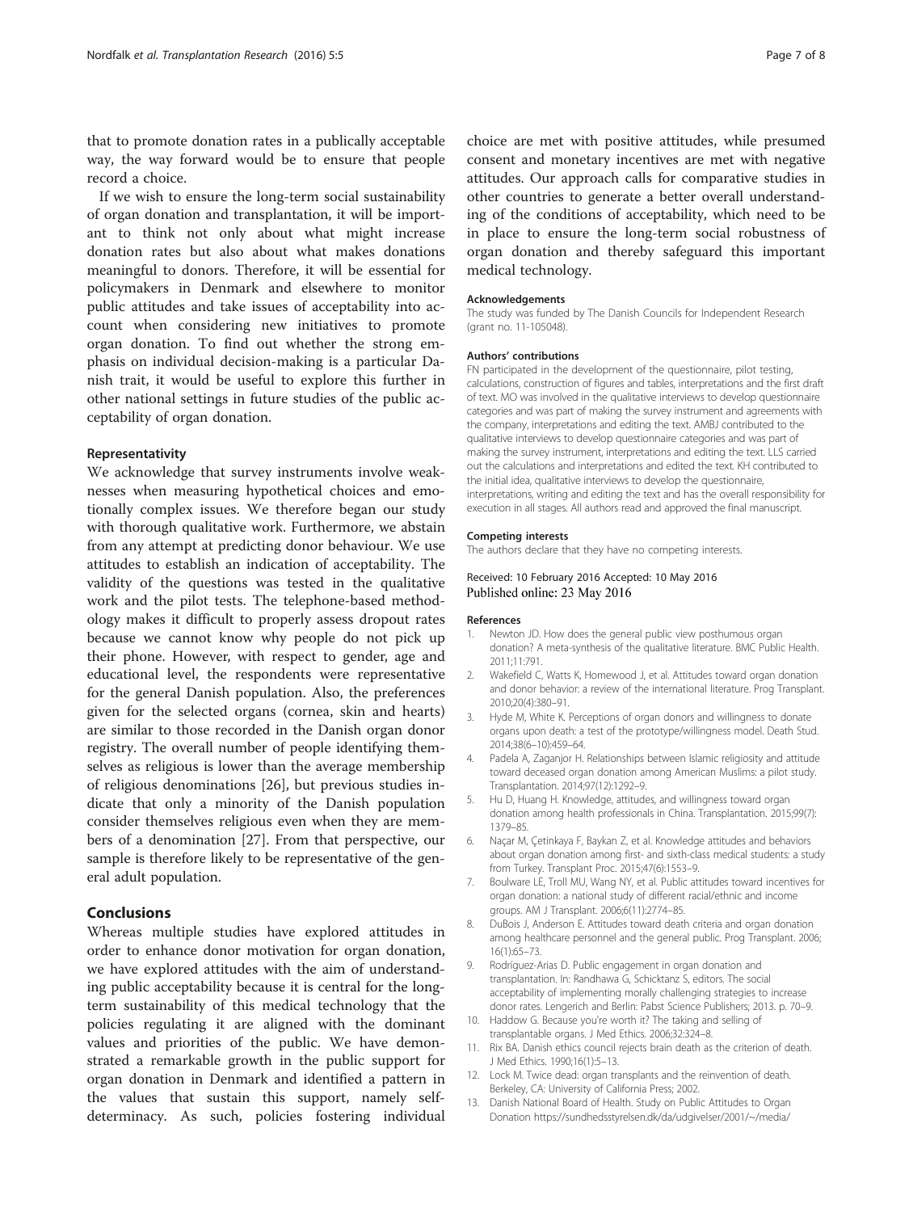that to promote donation rates in a publically acceptable way, the way forward would be to ensure that people record a choice.

If we wish to ensure the long-term social sustainability of organ donation and transplantation, it will be important to think not only about what might increase donation rates but also about what makes donations meaningful to donors. Therefore, it will be essential for policymakers in Denmark and elsewhere to monitor public attitudes and take issues of acceptability into account when considering new initiatives to promote organ donation. To find out whether the strong emphasis on individual decision-making is a particular Danish trait, it would be useful to explore this further in other national settings in future studies of the public acceptability of organ donation.

### Representativity

We acknowledge that survey instruments involve weaknesses when measuring hypothetical choices and emotionally complex issues. We therefore began our study with thorough qualitative work. Furthermore, we abstain from any attempt at predicting donor behaviour. We use attitudes to establish an indication of acceptability. The validity of the questions was tested in the qualitative work and the pilot tests. The telephone-based methodology makes it difficult to properly assess dropout rates because we cannot know why people do not pick up their phone. However, with respect to gender, age and educational level, the respondents were representative for the general Danish population. Also, the preferences given for the selected organs (cornea, skin and hearts) are similar to those recorded in the Danish organ donor registry. The overall number of people identifying themselves as religious is lower than the average membership of religious denominations [26], but previous studies indicate that only a minority of the Danish population consider themselves religious even when they are members of a denomination [27]. From that perspective, our sample is therefore likely to be representative of the general adult population.

## Conclusions

Whereas multiple studies have explored attitudes in order to enhance donor motivation for organ donation, we have explored attitudes with the aim of understanding public acceptability because it is central for the long-term sustainability of this medical technology that the policies regulating it are aligned with the dominant values and priorities of the public. We have demonstrated a remarkable growth in the public support for organ donation in Denmark and identified a pattern in the values that sustain this support, namely self-determinacy. As such, policies fostering individual choice are met with positive attitudes, while presumed consent and monetary incentives are met with negative attitudes. Our approach calls for comparative studies in other countries to generate a better overall understanding of the conditions of acceptability, which need to be in place to ensure the long-term social robustness of organ donation and thereby safeguard this important medical technology.

#### Acknowledgements

The study was funded by The Danish Councils for Independent Research (grant no. 11-105048).

#### Authors' contributions

FN participated in the development of the questionnaire, pilot testing, calculations, construction of figures and tables, interpretations and the first draft of text. MO was involved in the qualitative interviews to develop questionnaire categories and was part of making the survey instrument and agreements with the company, interpretations and editing the text. AMBJ contributed to the qualitative interviews to develop questionnaire categories and was part of making the survey instrument, interpretations and editing the text. LLS carried out the calculations and interpretations and edited the text. KH contributed to the initial idea, qualitative interviews to develop the questionnaire, interpretations, writing and editing the text and has the overall responsibility for execution in all stages. All authors read and approved the final manuscript.

#### Competing interests

The authors declare that they have no competing interests.

Received: 10 February 2016 Accepted: 10 May 2016
Published online: 23 May 2016

#### References

1. Newton JD. How does the general public view posthumous organ donation? A meta-synthesis of the qualitative literature. BMC Public Health. 2011;11:791.
2. Wakefield C, Watts K, Homewood J, et al. Attitudes toward organ donation and donor behavior: a review of the international literature. Prog Transplant. 2010;20(4):380–91.
3. Hyde M, White K. Perceptions of organ donors and willingness to donate organs upon death: a test of the prototype/willingness model. Death Stud. 2014;38(6–10):459–64.
4. Padela A, Zaganjor H. Relationships between Islamic religiosity and attitude toward deceased organ donation among American Muslims: a pilot study. Transplantation. 2014;97(12):1292–9.
5. Hu D, Huang H. Knowledge, attitudes, and willingness toward organ donation among health professionals in China. Transplantation. 2015;99(7):1379–85.
6. Naçar M, Çetinkaya F, Baykan Z, et al. Knowledge attitudes and behaviors about organ donation among first- and sixth-class medical students: a study from Turkey. Transplant Proc. 2015;47(6):1553–9.
7. Boulware LE, Troll MU, Wang NY, et al. Public attitudes toward incentives for organ donation: a national study of different racial/ethnic and income groups. AM J Transplant. 2006;6(11):2774–85.
8. DuBois J, Anderson E. Attitudes toward death criteria and organ donation among healthcare personnel and the general public. Prog Transplant. 2006;16(1):65–73.
9. Rodríguez-Arias D. Public engagement in organ donation and transplantation. In: Randhawa G, Schicktanz S, editors. The social acceptability of implementing morally challenging strategies to increase donor rates. Lengerich and Berlin: Pabst Science Publishers; 2013. p. 70–9.
10. Haddow G. Because you're worth it? The taking and selling of transplantable organs. J Med Ethics. 2006;32:324–8.
11. Rix BA. Danish ethics council rejects brain death as the criterion of death. J Med Ethics. 1990;16(1):5–13.
12. Lock M. Twice dead: organ transplants and the reinvention of death. Berkeley, CA: University of California Press; 2002.
13. Danish National Board of Health. Study on Public Attitudes to Organ Donation https://sundhedsstyrelsen.dk/da/udgivelser/2001/~/media/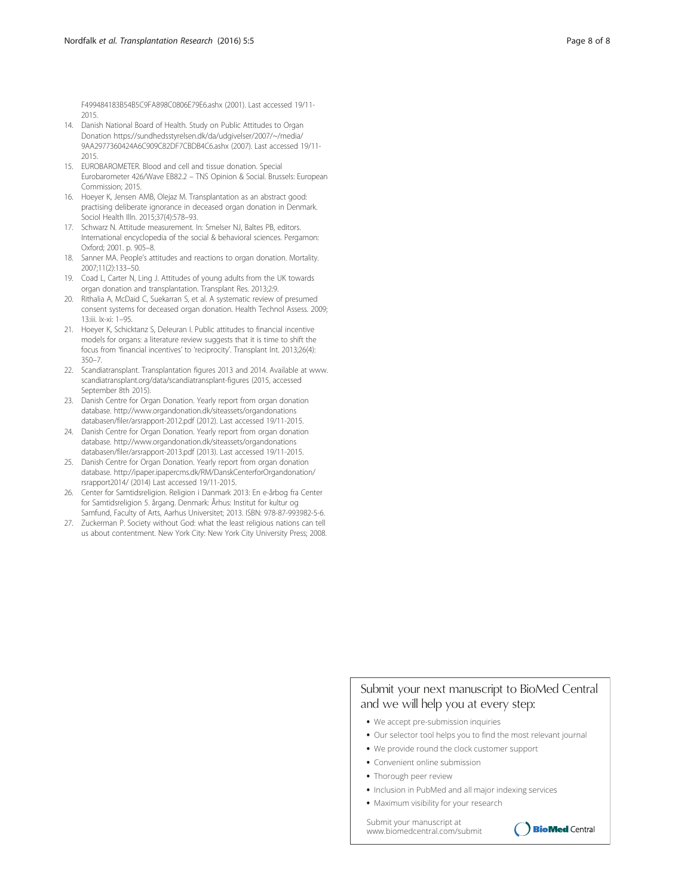F499484183B54B5C9FA898C0806E79E6.ashx (2001). Last accessed 19/11-2015.

14. Danish National Board of Health. Study on Public Attitudes to Organ Donation https://sundhedsstyrelsen.dk/da/udgivelser/2007/~/media/9AA2977360424A6C909C82DF7CBDB4C6.ashx (2007). Last accessed 19/11-2015.
15. EUROBAROMETER. Blood and cell and tissue donation. Special Eurobarometer 426/Wave EB82.2 – TNS Opinion & Social. Brussels: European Commission; 2015.
16. Hoeyer K, Jensen AMB, Olejaz M. Transplantation as an abstract good: practising deliberate ignorance in deceased organ donation in Denmark. Sociol Health Illn. 2015;37(4):578–93.
17. Schwarz N. Attitude measurement. In: Smelser NJ, Baltes PB, editors. International encyclopedia of the social & behavioral sciences. Pergamon: Oxford; 2001. p. 905–8.
18. Sanner MA. People's attitudes and reactions to organ donation. Mortality. 2007;11(2):133–50.
19. Coad L, Carter N, Ling J. Attitudes of young adults from the UK towards organ donation and transplantation. Transplant Res. 2013;2:9.
20. Rithalia A, McDaid C, Suekarran S, et al. A systematic review of presumed consent systems for deceased organ donation. Health Technol Assess. 2009; 13:iii. Ix-xi: 1–95.
21. Hoeyer K, Schicktanz S, Deleuran I. Public attitudes to financial incentive models for organs: a literature review suggests that it is time to shift the focus from 'financial incentives' to 'reciprocity'. Transplant Int. 2013;26(4): 350–7.
22. Scandiatransplant. Transplantation figures 2013 and 2014. Available at www.scandiatransplant.org/data/scandiatransplant-figures (2015, accessed September 8th 2015).
23. Danish Centre for Organ Donation. Yearly report from organ donation database. http://www.organdonation.dk/siteassets/organdonationsdatabasen/filer/arsrapport-2012.pdf (2012). Last accessed 19/11-2015.
24. Danish Centre for Organ Donation. Yearly report from organ donation database. http://www.organdonation.dk/siteassets/organdonationsdatabasen/filer/arsrapport-2013.pdf (2013). Last accessed 19/11-2015.
25. Danish Centre for Organ Donation. Yearly report from organ donation database. http://ipaper.ipapercms.dk/RM/DanskCenterforOrgandonation/rsrapport2014/ (2014) Last accessed 19/11-2015.
26. Center for Samtidsreligion. Religion i Danmark 2013: En e-årbog fra Center for Samtidsreligion 5. årgang. Denmark: Århus: Institut for kultur og Samfund, Faculty of Arts, Aarhus Universitet; 2013. ISBN: 978-87-993982-5-6.
27. Zuckerman P. Society without God: what the least religious nations can tell us about contentment. New York City: New York City University Press; 2008.

Submit your next manuscript to BioMed Central and we will help you at every step:

- We accept pre-submission inquiries
- Our selector tool helps you to find the most relevant journal
- We provide round the clock customer support
- Convenient online submission
- Thorough peer review
- Inclusion in PubMed and all major indexing services
- Maximum visibility for your research

Submit your manuscript at www.biomedcentral.com/submit

BioMed Central